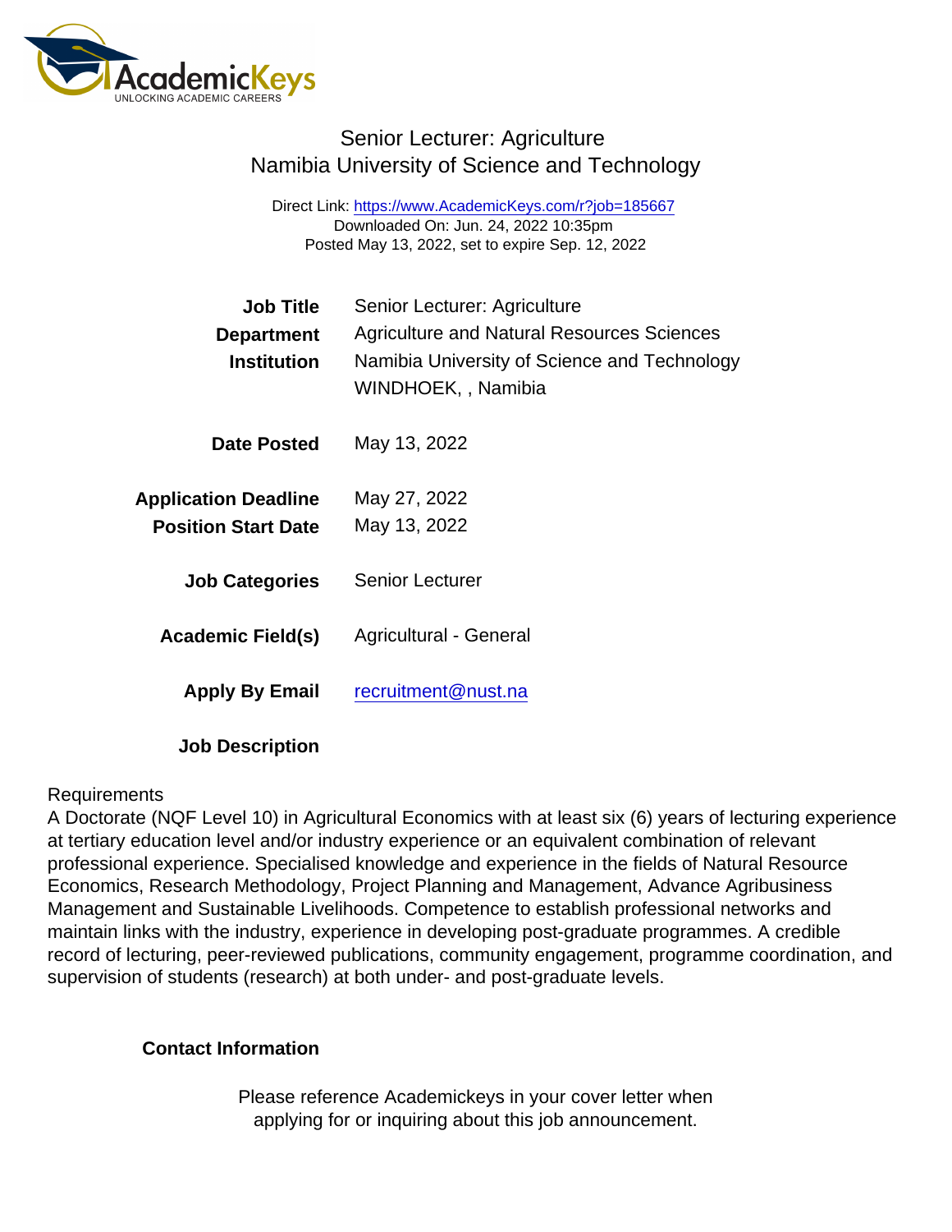# Senior Lecturer: Agriculture
## Namibia University of Science and Technology

Direct Link: https://www.AcademicKeys.com/r?job=185667
Downloaded On: Jun. 24, 2022 10:35pm
Posted May 13, 2022, set to expire Sep. 12, 2022

**Job Title** Senior Lecturer: Agriculture
**Department** Agriculture and Natural Resources Sciences
**Institution** Namibia University of Science and Technology
WINDHOEK, , Namibia

**Date Posted** May 13, 2022

**Application Deadline** May 27, 2022
**Position Start Date** May 13, 2022

**Job Categories** Senior Lecturer

**Academic Field(s)** Agricultural - General

**Apply By Email** recruitment@nust.na

**Job Description**

Requirements
A Doctorate (NQF Level 10) in Agricultural Economics with at least six (6) years of lecturing experience at tertiary education level and/or industry experience or an equivalent combination of relevant professional experience. Specialised knowledge and experience in the fields of Natural Resource Economics, Research Methodology, Project Planning and Management, Advance Agribusiness Management and Sustainable Livelihoods. Competence to establish professional networks and maintain links with the industry, experience in developing post-graduate programmes. A credible record of lecturing, peer-reviewed publications, community engagement, programme coordination, and supervision of students (research) at both under- and post-graduate levels.

**Contact Information**

Please reference Academickeys in your cover letter when applying for or inquiring about this job announcement.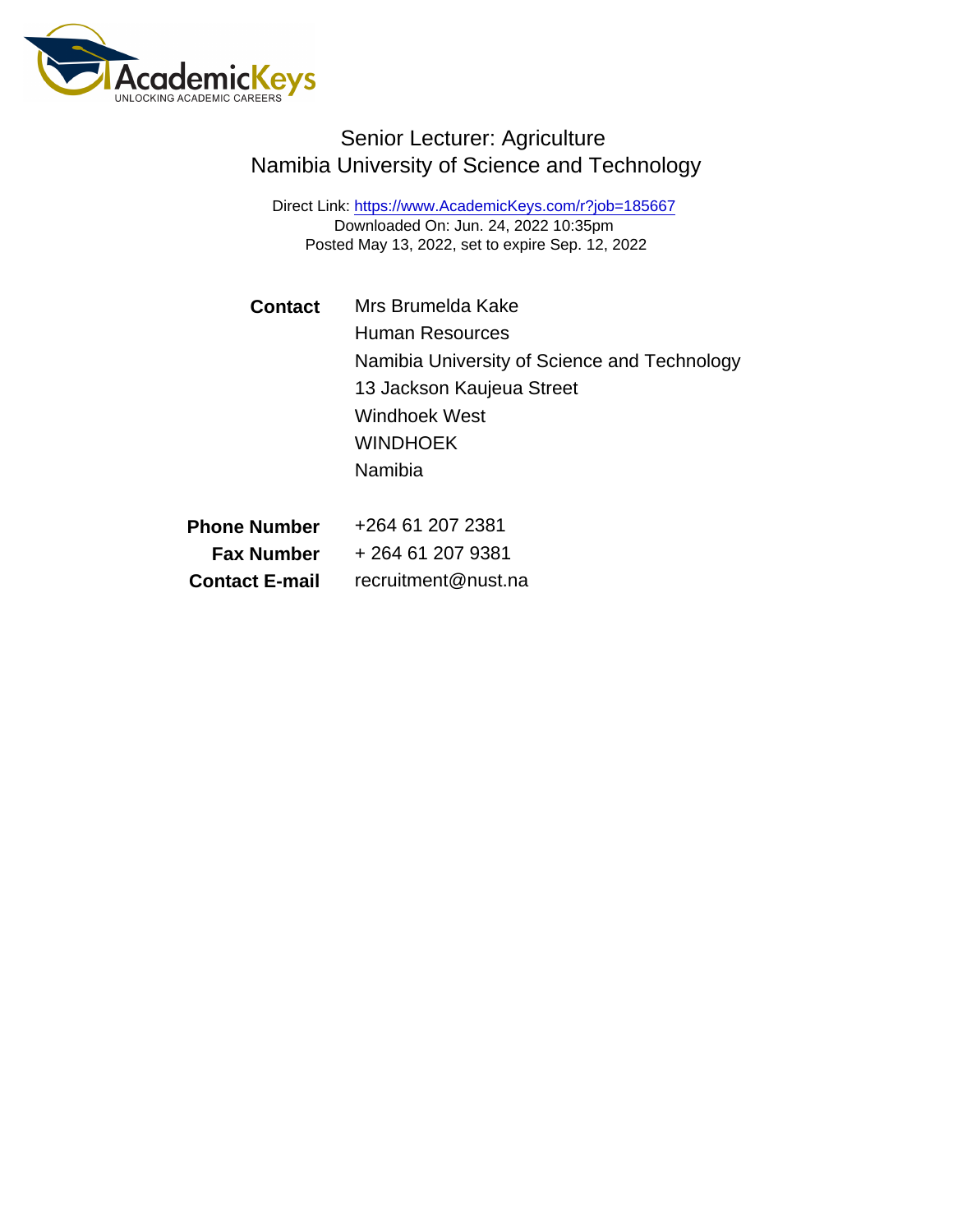Senior Lecturer: Agriculture
Namibia University of Science and Technology

Direct Link: https://www.AcademicKeys.com/r?job=185667
Downloaded On: Jun. 24, 2022 10:35pm
Posted May 13, 2022, set to expire Sep. 12, 2022

| | |
|---|---|
| **Contact** | Mrs Brumelda Kake<br>Human Resources<br>Namibia University of Science and Technology<br>13 Jackson Kaujeua Street<br>Windhoek West<br>WINDHOEK<br>Namibia |
| **Phone Number** | +264 61 207 2381 |
| **Fax Number** | + 264 61 207 9381 |
| **Contact E-mail** | recruitment@nust.na |